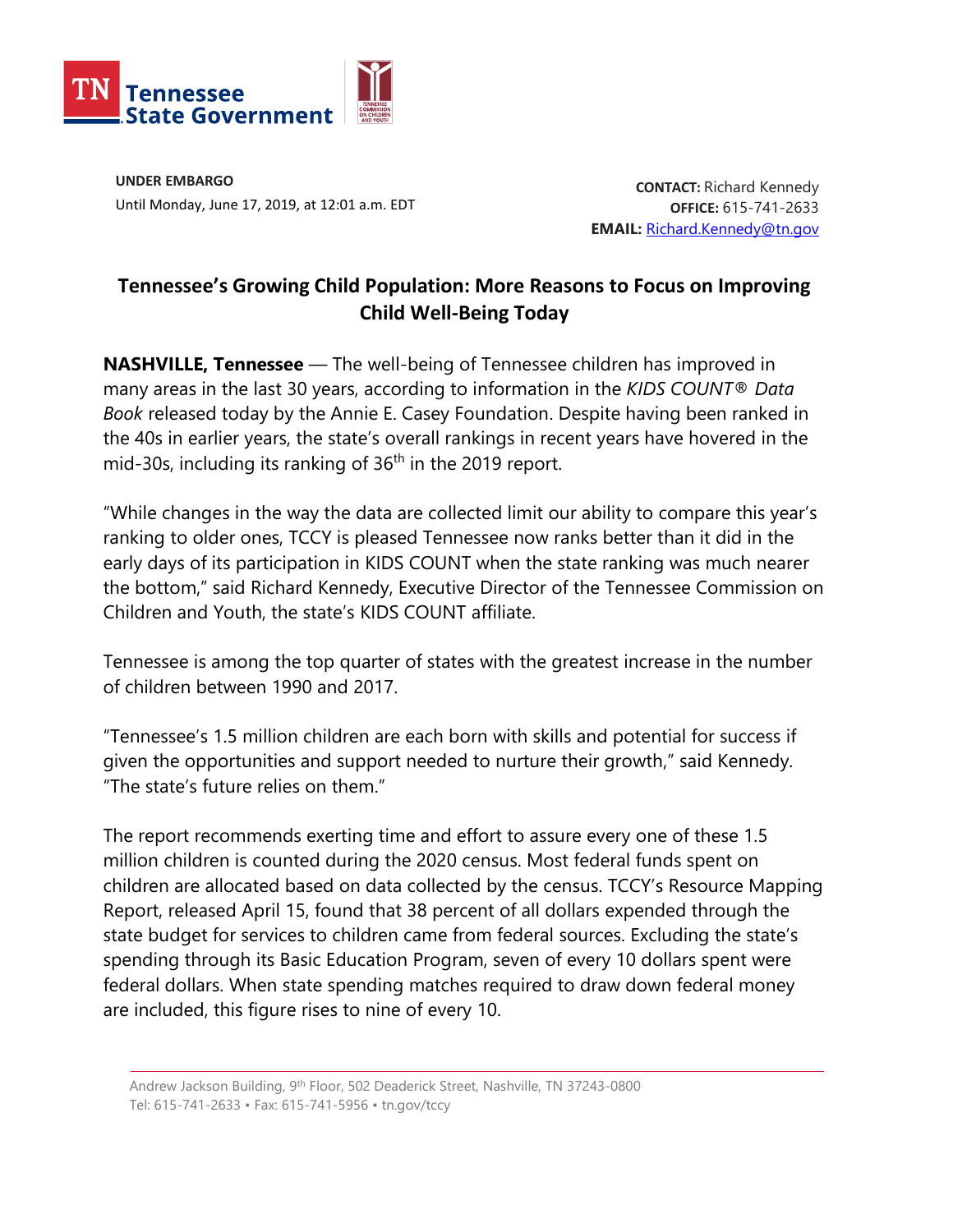Tennessee State Government

**UNDER EMBARGO**
Until Monday, June 17, 2019, at 12:01 a.m. EDT

**CONTACT:** Richard Kennedy
**OFFICE:** 615-741-2633
**EMAIL:** Richard.Kennedy@tn.gov

# Tennessee's Growing Child Population: More Reasons to Focus on Improving Child Well-Being Today

**NASHVILLE, Tennessee** — The well-being of Tennessee children has improved in many areas in the last 30 years, according to information in the *KIDS COUNT® Data Book* released today by the Annie E. Casey Foundation. Despite having been ranked in the 40s in earlier years, the state's overall rankings in recent years have hovered in the mid-30s, including its ranking of 36th in the 2019 report.

"While changes in the way the data are collected limit our ability to compare this year's ranking to older ones, TCCY is pleased Tennessee now ranks better than it did in the early days of its participation in KIDS COUNT when the state ranking was much nearer the bottom," said Richard Kennedy, Executive Director of the Tennessee Commission on Children and Youth, the state's KIDS COUNT affiliate.

Tennessee is among the top quarter of states with the greatest increase in the number of children between 1990 and 2017.

"Tennessee's 1.5 million children are each born with skills and potential for success if given the opportunities and support needed to nurture their growth," said Kennedy. "The state's future relies on them."

The report recommends exerting time and effort to assure every one of these 1.5 million children is counted during the 2020 census. Most federal funds spent on children are allocated based on data collected by the census. TCCY's Resource Mapping Report, released April 15, found that 38 percent of all dollars expended through the state budget for services to children came from federal sources. Excluding the state's spending through its Basic Education Program, seven of every 10 dollars spent were federal dollars. When state spending matches required to draw down federal money are included, this figure rises to nine of every 10.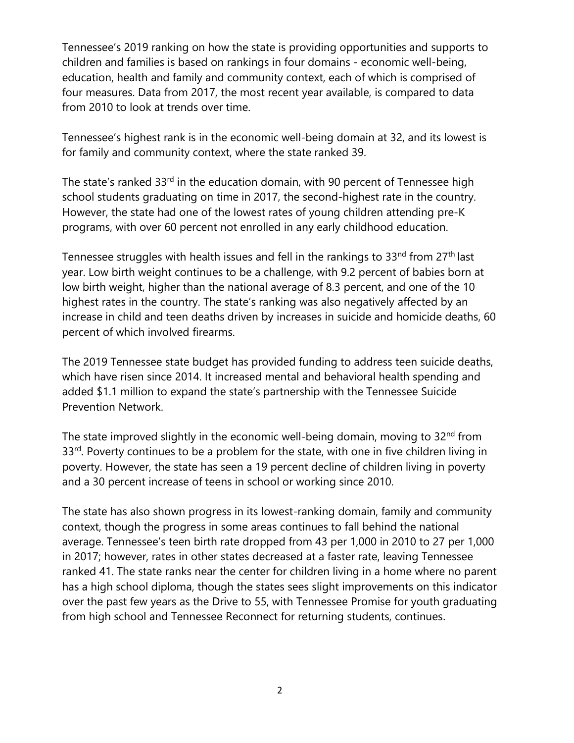Tennessee's 2019 ranking on how the state is providing opportunities and supports to children and families is based on rankings in four domains - economic well-being, education, health and family and community context, each of which is comprised of four measures. Data from 2017, the most recent year available, is compared to data from 2010 to look at trends over time.

Tennessee's highest rank is in the economic well-being domain at 32, and its lowest is for family and community context, where the state ranked 39.

The state's ranked 33rd in the education domain, with 90 percent of Tennessee high school students graduating on time in 2017, the second-highest rate in the country. However, the state had one of the lowest rates of young children attending pre-K programs, with over 60 percent not enrolled in any early childhood education.

Tennessee struggles with health issues and fell in the rankings to 33nd from 27th last year. Low birth weight continues to be a challenge, with 9.2 percent of babies born at low birth weight, higher than the national average of 8.3 percent, and one of the 10 highest rates in the country. The state's ranking was also negatively affected by an increase in child and teen deaths driven by increases in suicide and homicide deaths, 60 percent of which involved firearms.

The 2019 Tennessee state budget has provided funding to address teen suicide deaths, which have risen since 2014. It increased mental and behavioral health spending and added $1.1 million to expand the state's partnership with the Tennessee Suicide Prevention Network.

The state improved slightly in the economic well-being domain, moving to 32nd from 33rd. Poverty continues to be a problem for the state, with one in five children living in poverty. However, the state has seen a 19 percent decline of children living in poverty and a 30 percent increase of teens in school or working since 2010.

The state has also shown progress in its lowest-ranking domain, family and community context, though the progress in some areas continues to fall behind the national average. Tennessee's teen birth rate dropped from 43 per 1,000 in 2010 to 27 per 1,000 in 2017; however, rates in other states decreased at a faster rate, leaving Tennessee ranked 41. The state ranks near the center for children living in a home where no parent has a high school diploma, though the states sees slight improvements on this indicator over the past few years as the Drive to 55, with Tennessee Promise for youth graduating from high school and Tennessee Reconnect for returning students, continues.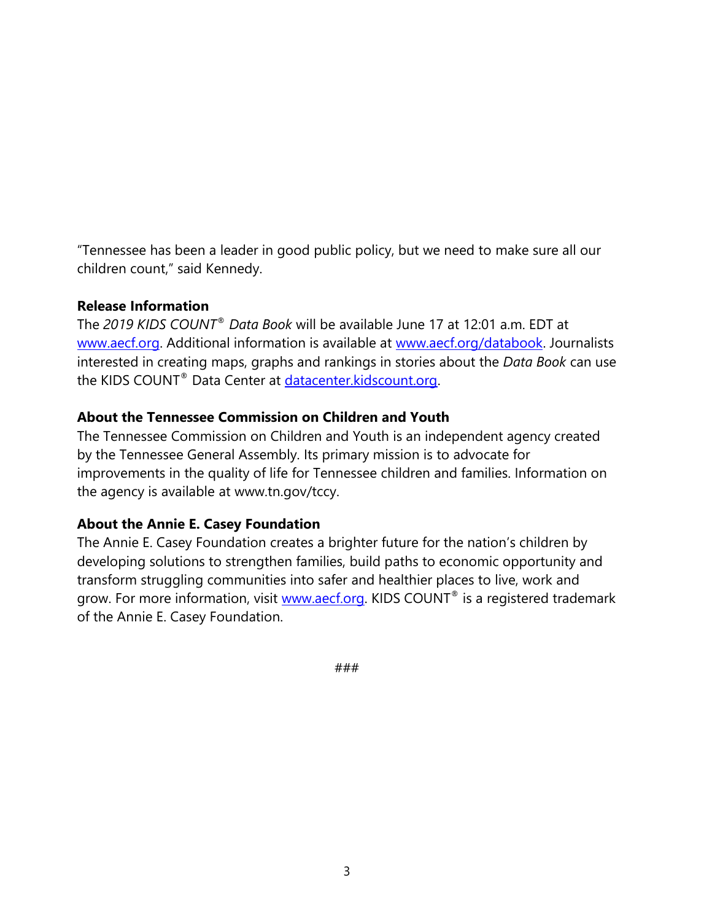"Tennessee has been a leader in good public policy, but we need to make sure all our children count," said Kennedy.

**Release Information**

The *2019 KIDS COUNT® Data Book* will be available June 17 at 12:01 a.m. EDT at www.aecf.org. Additional information is available at www.aecf.org/databook. Journalists interested in creating maps, graphs and rankings in stories about the *Data Book* can use the KIDS COUNT® Data Center at datacenter.kidscount.org.

**About the Tennessee Commission on Children and Youth**

The Tennessee Commission on Children and Youth is an independent agency created by the Tennessee General Assembly. Its primary mission is to advocate for improvements in the quality of life for Tennessee children and families. Information on the agency is available at www.tn.gov/tccy.

**About the Annie E. Casey Foundation**

The Annie E. Casey Foundation creates a brighter future for the nation's children by developing solutions to strengthen families, build paths to economic opportunity and transform struggling communities into safer and healthier places to live, work and grow. For more information, visit www.aecf.org. KIDS COUNT® is a registered trademark of the Annie E. Casey Foundation.

###